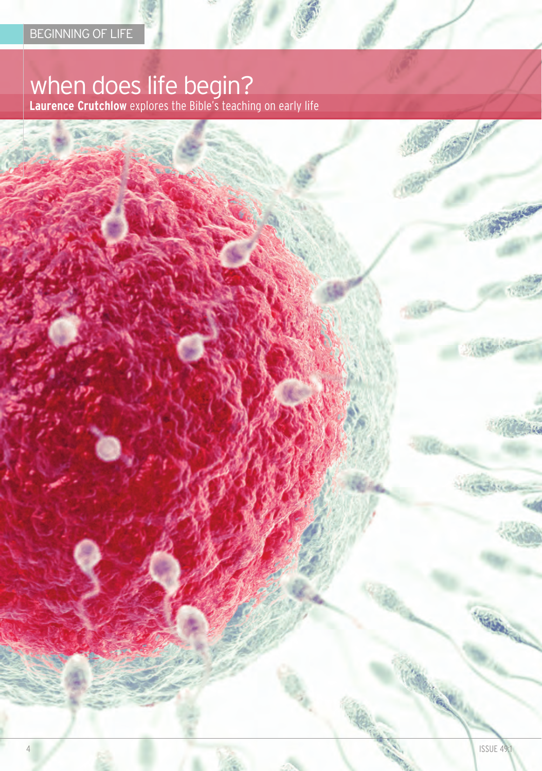BEGINNING OF LIFE

# when does life begin?

**Laurence Crutchlow** explores the Bible's teaching on early life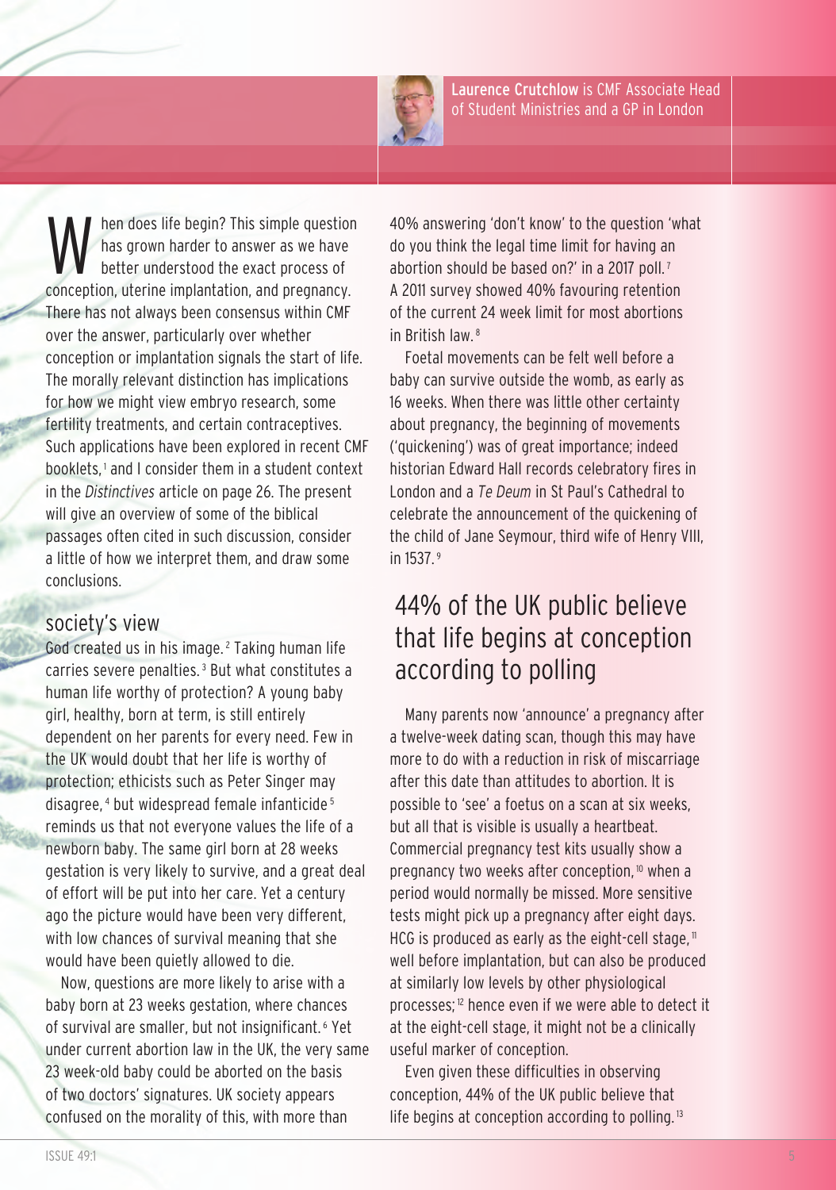**Laurence Crutchlow** is CMF Associate Head of Student Ministries and a GP in London

When does life begin? This simple question has grown harder to answer as we have better understood the exact process of conception, uterine implantation, and pregnancy. There has not always been consensus within CMF over the answer, particularly over whether conception or implantation signals the start of life. The morally relevant distinction has implications for how we might view embryo research, some fertility treatments, and certain contraceptives. Such applications have been explored in recent CMF booklets,[1] and I consider them in a student context in the *Distinctives* article on page 26. The present will give an overview of some of the biblical passages often cited in such discussion, consider a little of how we interpret them, and draw some conclusions.

## society's view

God created us in his image.[2] Taking human life carries severe penalties.[3] But what constitutes a human life worthy of protection? A young baby girl, healthy, born at term, is still entirely dependent on her parents for every need. Few in the UK would doubt that her life is worthy of protection; ethicists such as Peter Singer may disagree,[4] but widespread female infanticide[5] reminds us that not everyone values the life of a newborn baby. The same girl born at 28 weeks gestation is very likely to survive, and a great deal of effort will be put into her care. Yet a century ago the picture would have been very different, with low chances of survival meaning that she would have been quietly allowed to die.

Now, questions are more likely to arise with a baby born at 23 weeks gestation, where chances of survival are smaller, but not insignificant.[6] Yet under current abortion law in the UK, the very same 23 week-old baby could be aborted on the basis of two doctors' signatures. UK society appears confused on the morality of this, with more than 40% answering 'don't know' to the question 'what do you think the legal time limit for having an abortion should be based on?' in a 2017 poll.[7] A 2011 survey showed 40% favouring retention of the current 24 week limit for most abortions in British law.[8]

Foetal movements can be felt well before a baby can survive outside the womb, as early as 16 weeks. When there was little other certainty about pregnancy, the beginning of movements ('quickening') was of great importance; indeed historian Edward Hall records celebratory fires in London and a *Te Deum* in St Paul's Cathedral to celebrate the announcement of the quickening of the child of Jane Seymour, third wife of Henry VIII, in 1537.[9]

> 44% of the UK public believe that life begins at conception according to polling

Many parents now 'announce' a pregnancy after a twelve-week dating scan, though this may have more to do with a reduction in risk of miscarriage after this date than attitudes to abortion. It is possible to 'see' a foetus on a scan at six weeks, but all that is visible is usually a heartbeat. Commercial pregnancy test kits usually show a pregnancy two weeks after conception,[10] when a period would normally be missed. More sensitive tests might pick up a pregnancy after eight days. HCG is produced as early as the eight-cell stage,[11] well before implantation, but can also be produced at similarly low levels by other physiological processes;[12] hence even if we were able to detect it at the eight-cell stage, it might not be a clinically useful marker of conception.

Even given these difficulties in observing conception, 44% of the UK public believe that life begins at conception according to polling.[13]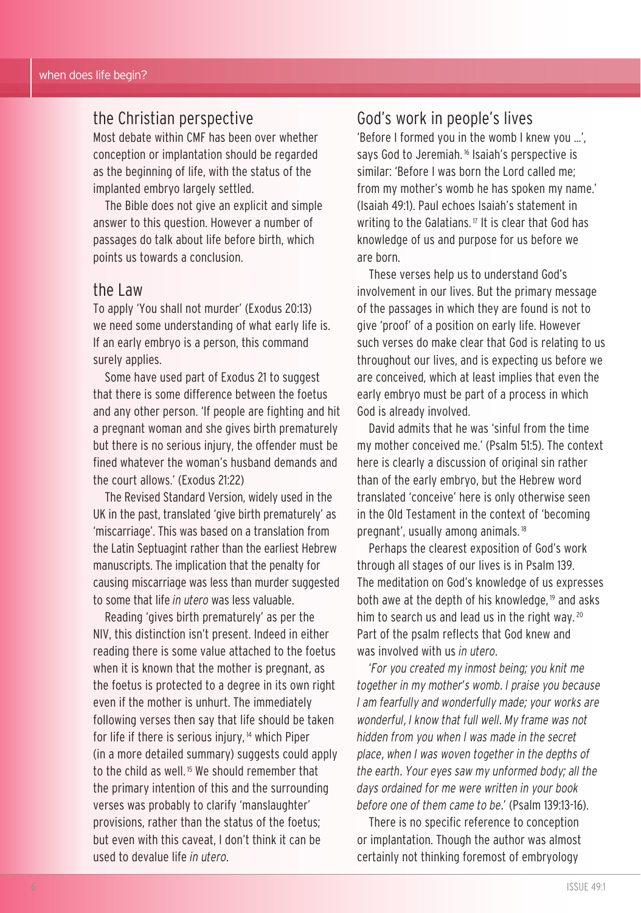## the Christian perspective

Most debate within CMF has been over whether conception or implantation should be regarded as the beginning of life, with the status of the implanted embryo largely settled.

The Bible does not give an explicit and simple answer to this question. However a number of passages do talk about life before birth, which points us towards a conclusion.

## the Law

To apply 'You shall not murder' (Exodus 20:13) we need some understanding of what early life is. If an early embryo is a person, this command surely applies.

Some have used part of Exodus 21 to suggest that there is some difference between the foetus and any other person. 'If people are fighting and hit a pregnant woman and she gives birth prematurely but there is no serious injury, the offender must be fined whatever the woman's husband demands and the court allows.' (Exodus 21:22)

The Revised Standard Version, widely used in the UK in the past, translated 'give birth prematurely' as 'miscarriage'. This was based on a translation from the Latin Septuagint rather than the earliest Hebrew manuscripts. The implication that the penalty for causing miscarriage was less than murder suggested to some that life *in utero* was less valuable.

Reading 'gives birth prematurely' as per the NIV, this distinction isn't present. Indeed in either reading there is some value attached to the foetus when it is known that the mother is pregnant, as the foetus is protected to a degree in its own right even if the mother is unhurt. The immediately following verses then say that life should be taken for life if there is serious injury,[14] which Piper (in a more detailed summary) suggests could apply to the child as well.[15] We should remember that the primary intention of this and the surrounding verses was probably to clarify 'manslaughter' provisions, rather than the status of the foetus; but even with this caveat, I don't think it can be used to devalue life *in utero*.

## God's work in people's lives

'Before I formed you in the womb I knew you ...', says God to Jeremiah.[16] Isaiah's perspective is similar: 'Before I was born the Lord called me; from my mother's womb he has spoken my name.' (Isaiah 49:1). Paul echoes Isaiah's statement in writing to the Galatians.[17] It is clear that God has knowledge of us and purpose for us before we are born.

These verses help us to understand God's involvement in our lives. But the primary message of the passages in which they are found is not to give 'proof' of a position on early life. However such verses do make clear that God is relating to us throughout our lives, and is expecting us before we are conceived, which at least implies that even the early embryo must be part of a process in which God is already involved.

David admits that he was 'sinful from the time my mother conceived me.' (Psalm 51:5). The context here is clearly a discussion of original sin rather than of the early embryo, but the Hebrew word translated 'conceive' here is only otherwise seen in the Old Testament in the context of 'becoming pregnant', usually among animals.[18]

Perhaps the clearest exposition of God's work through all stages of our lives is in Psalm 139. The meditation on God's knowledge of us expresses both awe at the depth of his knowledge,[19] and asks him to search us and lead us in the right way.[20] Part of the psalm reflects that God knew and was involved with us *in utero*.

'*For you created my inmost being; you knit me together in my mother's womb. I praise you because I am fearfully and wonderfully made; your works are wonderful, I know that full well. My frame was not hidden from you when I was made in the secret place, when I was woven together in the depths of the earth. Your eyes saw my unformed body; all the days ordained for me were written in your book before one of them came to be.*' (Psalm 139:13-16).

There is no specific reference to conception or implantation. Though the author was almost certainly not thinking foremost of embryology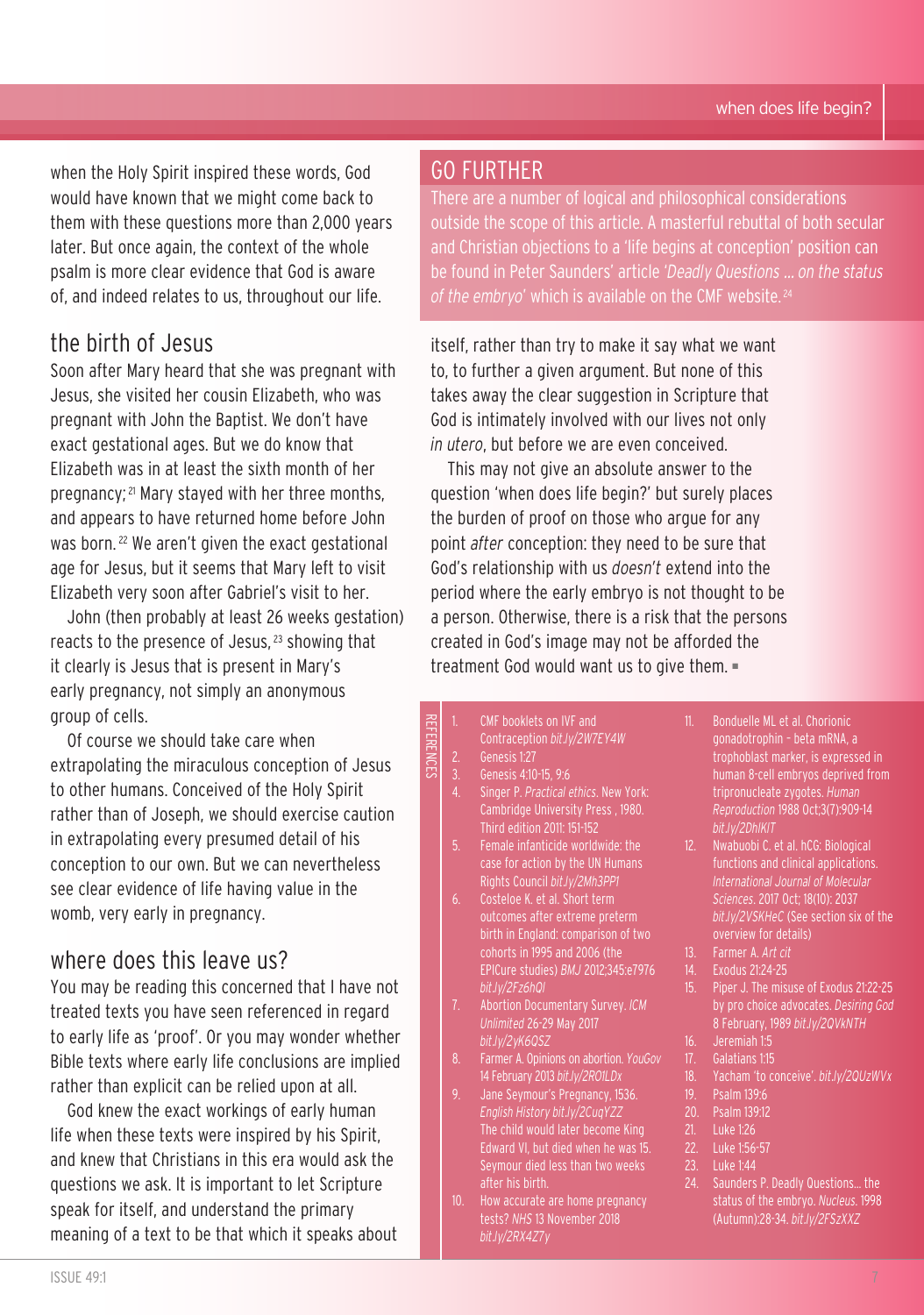when the Holy Spirit inspired these words, God would have known that we might come back to them with these questions more than 2,000 years later. But once again, the context of the whole psalm is more clear evidence that God is aware of, and indeed relates to us, throughout our life.

## the birth of Jesus

Soon after Mary heard that she was pregnant with Jesus, she visited her cousin Elizabeth, who was pregnant with John the Baptist. We don't have exact gestational ages. But we do know that Elizabeth was in at least the sixth month of her pregnancy;[21] Mary stayed with her three months, and appears to have returned home before John was born.[22] We aren't given the exact gestational age for Jesus, but it seems that Mary left to visit Elizabeth very soon after Gabriel's visit to her.

John (then probably at least 26 weeks gestation) reacts to the presence of Jesus,[23] showing that it clearly is Jesus that is present in Mary's early pregnancy, not simply an anonymous group of cells.

Of course we should take care when extrapolating the miraculous conception of Jesus to other humans. Conceived of the Holy Spirit rather than of Joseph, we should exercise caution in extrapolating every presumed detail of his conception to our own. But we can nevertheless see clear evidence of life having value in the womb, very early in pregnancy.

## where does this leave us?

You may be reading this concerned that I have not treated texts you have seen referenced in regard to early life as 'proof'. Or you may wonder whether Bible texts where early life conclusions are implied rather than explicit can be relied upon at all.

God knew the exact workings of early human life when these texts were inspired by his Spirit, and knew that Christians in this era would ask the questions we ask. It is important to let Scripture speak for itself, and understand the primary meaning of a text to be that which it speaks about itself, rather than try to make it say what we want to, to further a given argument. But none of this takes away the clear suggestion in Scripture that God is intimately involved with our lives not only *in utero*, but before we are even conceived.

This may not give an absolute answer to the question 'when does life begin?' but surely places the burden of proof on those who argue for any point *after* conception: they need to be sure that God's relationship with us *doesn't* extend into the period where the early embryo is not thought to be a person. Otherwise, there is a risk that the persons created in God's image may not be afforded the treatment God would want us to give them. ▪

## GO FURTHER

There are a number of logical and philosophical considerations outside the scope of this article. A masterful rebuttal of both secular and Christian objections to a 'life begins at conception' position can be found in Peter Saunders' article '*Deadly Questions ... on the status of the embryo*' which is available on the CMF website.[24]

## REFERENCES

1. CMF booklets on IVF and Contraception *bit.ly/2W7EY4W*
2. Genesis 1:27
3. Genesis 4:10-15, 9:6
4. Singer P. *Practical ethics*. New York: Cambridge University Press , 1980. Third edition 2011: 151-152
5. Female infanticide worldwide: the case for action by the UN Humans Rights Council *bit.ly/2Mh3PP1*
6. Costeloe K. et al. Short term outcomes after extreme preterm birth in England: comparison of two cohorts in 1995 and 2006 (the EPICure studies) *BMJ* 2012;345:e7976 *bit.ly/2Fz6hQl*
7. Abortion Documentary Survey. *ICM Unlimited* 26-29 May 2017 *bit.ly/2yK6QSZ*
8. Farmer A. Opinions on abortion. *YouGov* 14 February 2013 *bit.ly/2RO1LDx*
9. Jane Seymour's Pregnancy, 1536. *English History bit.ly/2CuqYZZ* The child would later become King Edward VI, but died when he was 15. Seymour died less than two weeks after his birth.
10. How accurate are home pregnancy tests? *NHS* 13 November 2018 *bit.ly/2RX4Z7y*
11. Bonduelle ML et al. Chorionic gonadotrophin – beta mRNA, a trophoblast marker, is expressed in human 8-cell embryos deprived from tripronucleate zygotes. *Human Reproduction* 1988 Oct;3(7):909-14 *bit.ly/2DhlKlT*
12. Nwabuobi C. et al. hCG: Biological functions and clinical applications. *International Journal of Molecular Sciences*. 2017 Oct; 18(10): 2037 *bit.ly/2VSKHeC* (See section six of the overview for details)
13. Farmer A. *Art cit*
14. Exodus 21:24-25
15. Piper J. The misuse of Exodus 21:22-25 by pro choice advocates. *Desiring God* 8 February, 1989 *bit.ly/2QVkNTH*
16. Jeremiah 1:5
17. Galatians 1:15
18. Yacham 'to conceive'. *bit.ly/2QUzWVx*
19. Psalm 139:6
20. Psalm 139:12
21. Luke 1:26
22. Luke 1:56-57
23. Luke 1:44
24. Saunders P. Deadly Questions... the status of the embryo. *Nucleus*. 1998 (Autumn):28-34. *bit.ly/2FSzXXZ*